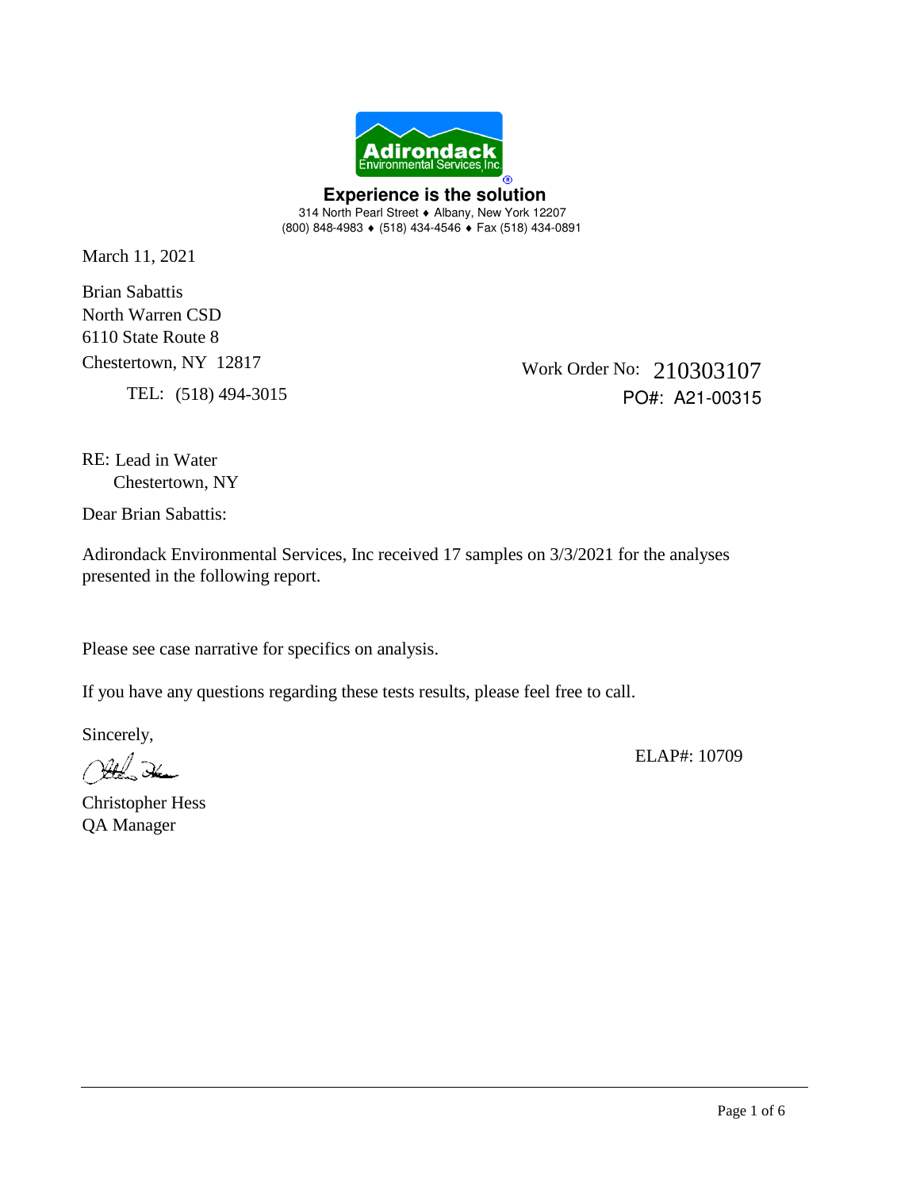**Adirondack Environmental Services, Inc.**

**Experience is the solution**

314 North Pearl Street ♦ Albany, New York 12207
(800) 848-4983 ♦ (518) 434-4546 ♦ Fax (518) 434-0891

March 11, 2021

Brian Sabattis
North Warren CSD
6110 State Route 8
Chestertown, NY 12817

TEL: (518) 494-3015

Work Order No: 210303107
PO#: A21-00315

RE: Lead in Water
Chestertown, NY

Dear Brian Sabattis:

Adirondack Environmental Services, Inc received 17 samples on 3/3/2021 for the analyses presented in the following report.

Please see case narrative for specifics on analysis.

If you have any questions regarding these tests results, please feel free to call.

Sincerely,

Christopher Hess
QA Manager

ELAP#: 10709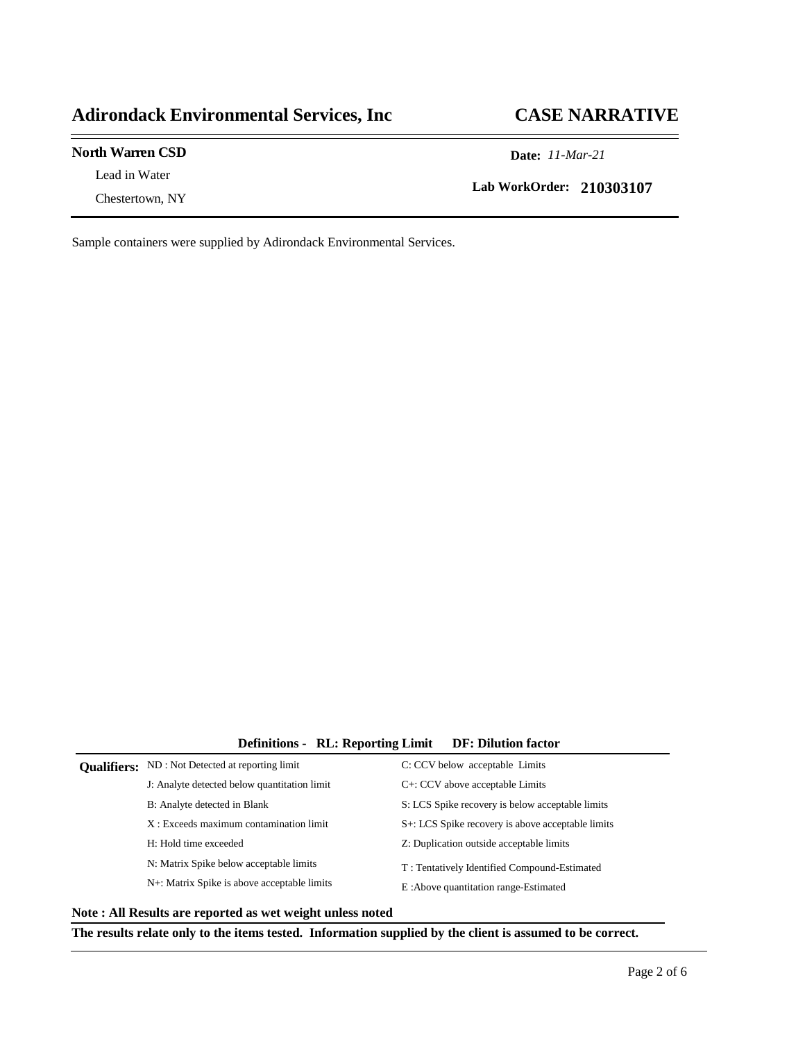# Adirondack Environmental Services, Inc

# CASE NARRATIVE

**North Warren CSD**

Lead in Water

Chestertown, NY

**Date:** *11-Mar-21*

**Lab WorkOrder: 210303107**

Sample containers were supplied by Adirondack Environmental Services.

**Definitions - RL: Reporting Limit DF: Dilution factor**

**Qualifiers:**

| | |
|---|---|
| ND : Not Detected at reporting limit | C: CCV below acceptable Limits |
| J: Analyte detected below quantitation limit | C+: CCV above acceptable Limits |
| B: Analyte detected in Blank | S: LCS Spike recovery is below acceptable limits |
| X : Exceeds maximum contamination limit | S+: LCS Spike recovery is above acceptable limits |
| H: Hold time exceeded | Z: Duplication outside acceptable limits |
| N: Matrix Spike below acceptable limits | T : Tentatively Identified Compound-Estimated |
| N+: Matrix Spike is above acceptable limits | E :Above quantitation range-Estimated |

**Note : All Results are reported as wet weight unless noted**

**The results relate only to the items tested. Information supplied by the client is assumed to be correct.**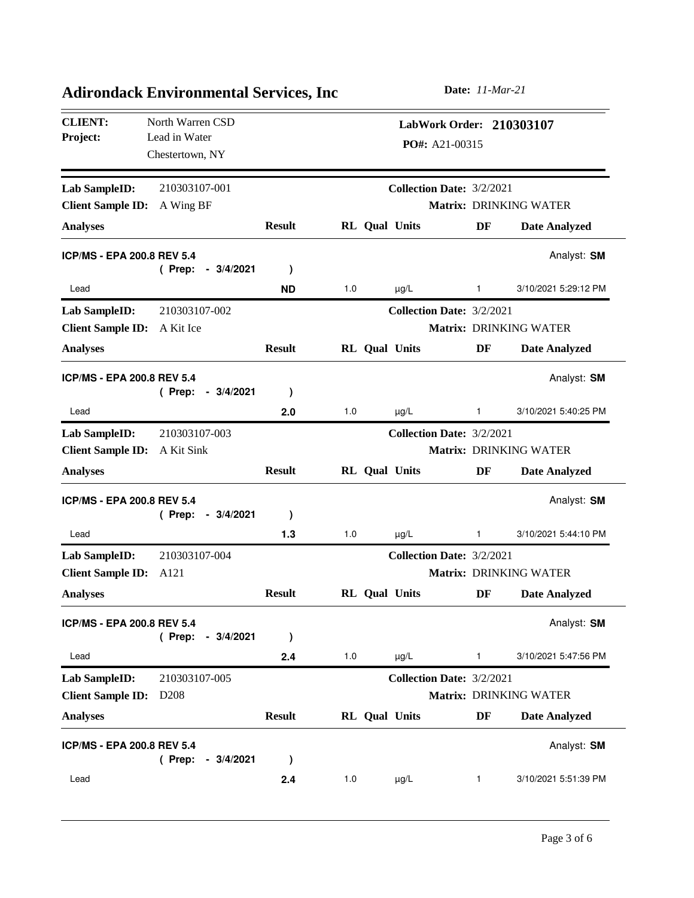# Adirondack Environmental Services, Inc

**Date:** *11-Mar-21*

**CLIENT:** North Warren CSD
**Project:** Lead in Water
Chestertown, NY

**LabWork Order:** **210303107**
**PO#:** A21-00315

---

**Lab SampleID:** 210303107-001
**Client Sample ID:** A Wing BF
**Collection Date:** 3/2/2021
**Matrix:** DRINKING WATER

| Analyses | Result | RL | Qual | Units | DF | Date Analyzed |
|---|---|---|---|---|---|---|
| **ICP/MS - EPA 200.8 REV 5.4** (Prep: - 3/4/2021) | | | | | | Analyst: **SM** |
| Lead | **ND** | 1.0 | | µg/L | 1 | 3/10/2021 5:29:12 PM |

---

**Lab SampleID:** 210303107-002
**Client Sample ID:** A Kit Ice
**Collection Date:** 3/2/2021
**Matrix:** DRINKING WATER

| Analyses | Result | RL | Qual | Units | DF | Date Analyzed |
|---|---|---|---|---|---|---|
| **ICP/MS - EPA 200.8 REV 5.4** (Prep: - 3/4/2021) | | | | | | Analyst: **SM** |
| Lead | **2.0** | 1.0 | | µg/L | 1 | 3/10/2021 5:40:25 PM |

---

**Lab SampleID:** 210303107-003
**Client Sample ID:** A Kit Sink
**Collection Date:** 3/2/2021
**Matrix:** DRINKING WATER

| Analyses | Result | RL | Qual | Units | DF | Date Analyzed |
|---|---|---|---|---|---|---|
| **ICP/MS - EPA 200.8 REV 5.4** (Prep: - 3/4/2021) | | | | | | Analyst: **SM** |
| Lead | **1.3** | 1.0 | | µg/L | 1 | 3/10/2021 5:44:10 PM |

---

**Lab SampleID:** 210303107-004
**Client Sample ID:** A121
**Collection Date:** 3/2/2021
**Matrix:** DRINKING WATER

| Analyses | Result | RL | Qual | Units | DF | Date Analyzed |
|---|---|---|---|---|---|---|
| **ICP/MS - EPA 200.8 REV 5.4** (Prep: - 3/4/2021) | | | | | | Analyst: **SM** |
| Lead | **2.4** | 1.0 | | µg/L | 1 | 3/10/2021 5:47:56 PM |

---

**Lab SampleID:** 210303107-005
**Client Sample ID:** D208
**Collection Date:** 3/2/2021
**Matrix:** DRINKING WATER

| Analyses | Result | RL | Qual | Units | DF | Date Analyzed |
|---|---|---|---|---|---|---|
| **ICP/MS - EPA 200.8 REV 5.4** (Prep: - 3/4/2021) | | | | | | Analyst: **SM** |
| Lead | **2.4** | 1.0 | | µg/L | 1 | 3/10/2021 5:51:39 PM |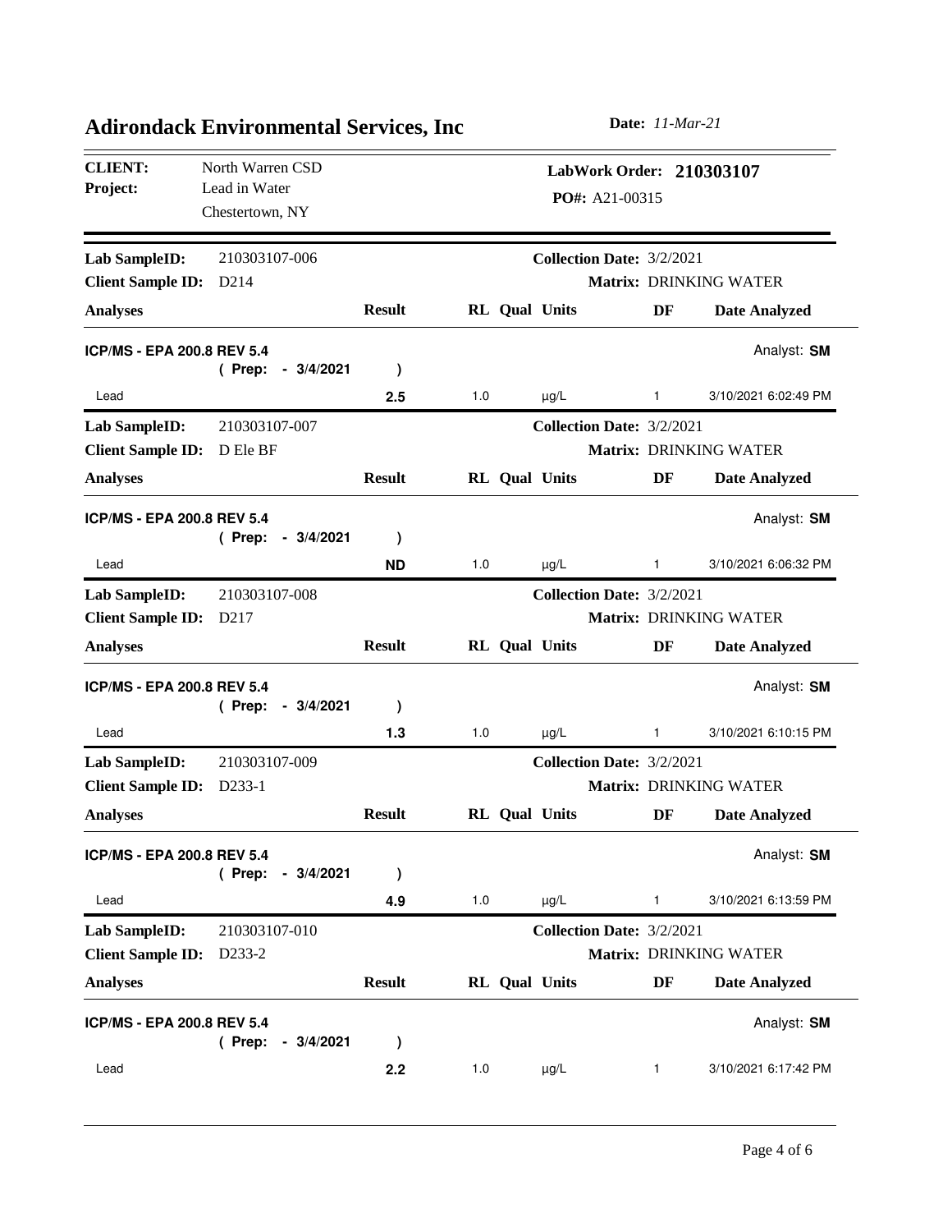# Adirondack Environmental Services, Inc

**Date:** *11-Mar-21*

**CLIENT:** North Warren CSD
**Project:** Lead in Water
Chestertown, NY

**LabWork Order:** **210303107**
**PO#:** A21-00315

---

**Lab SampleID:** 210303107-006
**Client Sample ID:** D214
**Collection Date:** 3/2/2021
**Matrix:** DRINKING WATER

| Analyses | Result | RL | Qual | Units | DF | Date Analyzed |
|---|---|---|---|---|---|---|
| **ICP/MS - EPA 200.8 REV 5.4** (Prep: - 3/4/2021) | | | | | | Analyst: **SM** |
| Lead | **2.5** | 1.0 | | µg/L | 1 | 3/10/2021 6:02:49 PM |

---

**Lab SampleID:** 210303107-007
**Client Sample ID:** D Ele BF
**Collection Date:** 3/2/2021
**Matrix:** DRINKING WATER

| Analyses | Result | RL | Qual | Units | DF | Date Analyzed |
|---|---|---|---|---|---|---|
| **ICP/MS - EPA 200.8 REV 5.4** (Prep: - 3/4/2021) | | | | | | Analyst: **SM** |
| Lead | **ND** | 1.0 | | µg/L | 1 | 3/10/2021 6:06:32 PM |

---

**Lab SampleID:** 210303107-008
**Client Sample ID:** D217
**Collection Date:** 3/2/2021
**Matrix:** DRINKING WATER

| Analyses | Result | RL | Qual | Units | DF | Date Analyzed |
|---|---|---|---|---|---|---|
| **ICP/MS - EPA 200.8 REV 5.4** (Prep: - 3/4/2021) | | | | | | Analyst: **SM** |
| Lead | **1.3** | 1.0 | | µg/L | 1 | 3/10/2021 6:10:15 PM |

---

**Lab SampleID:** 210303107-009
**Client Sample ID:** D233-1
**Collection Date:** 3/2/2021
**Matrix:** DRINKING WATER

| Analyses | Result | RL | Qual | Units | DF | Date Analyzed |
|---|---|---|---|---|---|---|
| **ICP/MS - EPA 200.8 REV 5.4** (Prep: - 3/4/2021) | | | | | | Analyst: **SM** |
| Lead | **4.9** | 1.0 | | µg/L | 1 | 3/10/2021 6:13:59 PM |

---

**Lab SampleID:** 210303107-010
**Client Sample ID:** D233-2
**Collection Date:** 3/2/2021
**Matrix:** DRINKING WATER

| Analyses | Result | RL | Qual | Units | DF | Date Analyzed |
|---|---|---|---|---|---|---|
| **ICP/MS - EPA 200.8 REV 5.4** (Prep: - 3/4/2021) | | | | | | Analyst: **SM** |
| Lead | **2.2** | 1.0 | | µg/L | 1 | 3/10/2021 6:17:42 PM |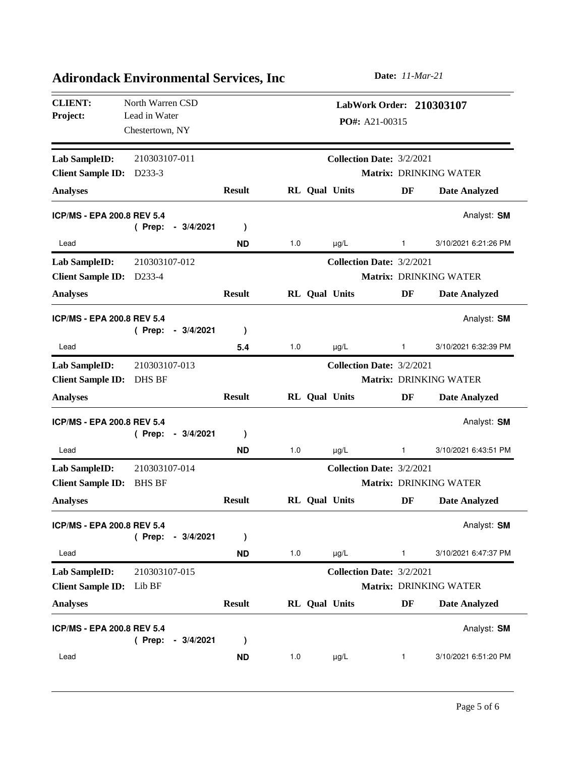# Adirondack Environmental Services, Inc

**Date:** *11-Mar-21*

**CLIENT:** North Warren CSD
**Project:** Lead in Water
Chestertown, NY

**LabWork Order:** **210303107**
**PO#:** A21-00315

---

**Lab SampleID:** 210303107-011
**Client Sample ID:** D233-3
**Collection Date:** 3/2/2021
**Matrix:** DRINKING WATER

| Analyses | Result | RL | Qual | Units | DF | Date Analyzed |
|---|---|---|---|---|---|---|
| **ICP/MS - EPA 200.8 REV 5.4** (Prep: - 3/4/2021) | | | | | | Analyst: **SM** |
| Lead | **ND** | 1.0 | | µg/L | 1 | 3/10/2021 6:21:26 PM |

---

**Lab SampleID:** 210303107-012
**Client Sample ID:** D233-4
**Collection Date:** 3/2/2021
**Matrix:** DRINKING WATER

| Analyses | Result | RL | Qual | Units | DF | Date Analyzed |
|---|---|---|---|---|---|---|
| **ICP/MS - EPA 200.8 REV 5.4** (Prep: - 3/4/2021) | | | | | | Analyst: **SM** |
| Lead | **5.4** | 1.0 | | µg/L | 1 | 3/10/2021 6:32:39 PM |

---

**Lab SampleID:** 210303107-013
**Client Sample ID:** DHS BF
**Collection Date:** 3/2/2021
**Matrix:** DRINKING WATER

| Analyses | Result | RL | Qual | Units | DF | Date Analyzed |
|---|---|---|---|---|---|---|
| **ICP/MS - EPA 200.8 REV 5.4** (Prep: - 3/4/2021) | | | | | | Analyst: **SM** |
| Lead | **ND** | 1.0 | | µg/L | 1 | 3/10/2021 6:43:51 PM |

---

**Lab SampleID:** 210303107-014
**Client Sample ID:** BHS BF
**Collection Date:** 3/2/2021
**Matrix:** DRINKING WATER

| Analyses | Result | RL | Qual | Units | DF | Date Analyzed |
|---|---|---|---|---|---|---|
| **ICP/MS - EPA 200.8 REV 5.4** (Prep: - 3/4/2021) | | | | | | Analyst: **SM** |
| Lead | **ND** | 1.0 | | µg/L | 1 | 3/10/2021 6:47:37 PM |

---

**Lab SampleID:** 210303107-015
**Client Sample ID:** Lib BF
**Collection Date:** 3/2/2021
**Matrix:** DRINKING WATER

| Analyses | Result | RL | Qual | Units | DF | Date Analyzed |
|---|---|---|---|---|---|---|
| **ICP/MS - EPA 200.8 REV 5.4** (Prep: - 3/4/2021) | | | | | | Analyst: **SM** |
| Lead | **ND** | 1.0 | | µg/L | 1 | 3/10/2021 6:51:20 PM |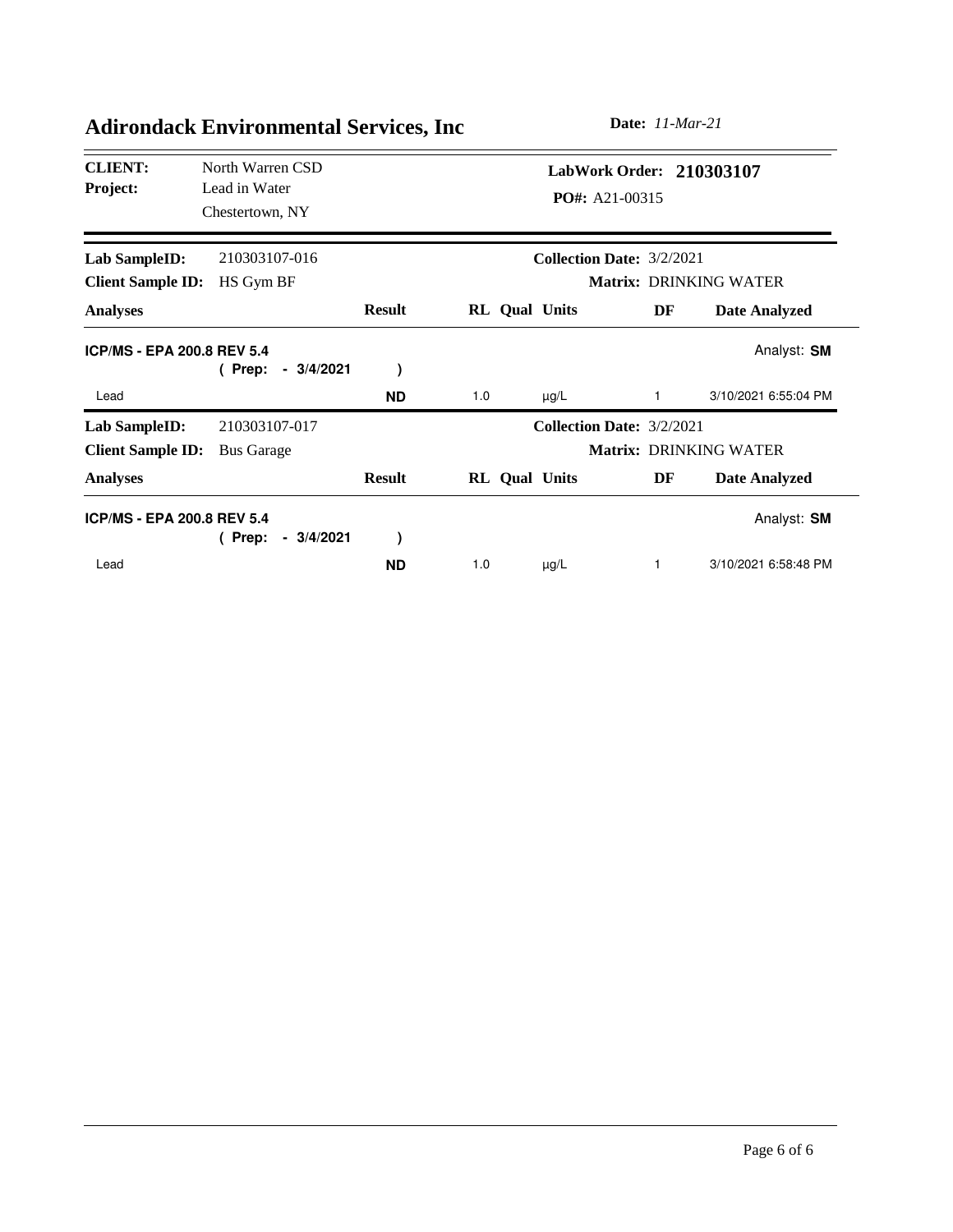# Adirondack Environmental Services, Inc

**Date:** *11-Mar-21*

**CLIENT:** North Warren CSD
**Project:** Lead in Water
Chestertown, NY

**LabWork Order:** **210303107**
**PO#:** A21-00315

---

**Lab SampleID:** 210303107-016
**Client Sample ID:** HS Gym BF
**Collection Date:** 3/2/2021
**Matrix:** DRINKING WATER

| Analyses | Result | RL | Qual | Units | DF | Date Analyzed |
|---|---|---|---|---|---|---|
| **ICP/MS - EPA 200.8 REV 5.4** ( Prep: - 3/4/2021 ) | | | | | | Analyst: **SM** |
| Lead | **ND** | 1.0 | | µg/L | 1 | 3/10/2021 6:55:04 PM |

---

**Lab SampleID:** 210303107-017
**Client Sample ID:** Bus Garage
**Collection Date:** 3/2/2021
**Matrix:** DRINKING WATER

| Analyses | Result | RL | Qual | Units | DF | Date Analyzed |
|---|---|---|---|---|---|---|
| **ICP/MS - EPA 200.8 REV 5.4** ( Prep: - 3/4/2021 ) | | | | | | Analyst: **SM** |
| Lead | **ND** | 1.0 | | µg/L | 1 | 3/10/2021 6:58:48 PM |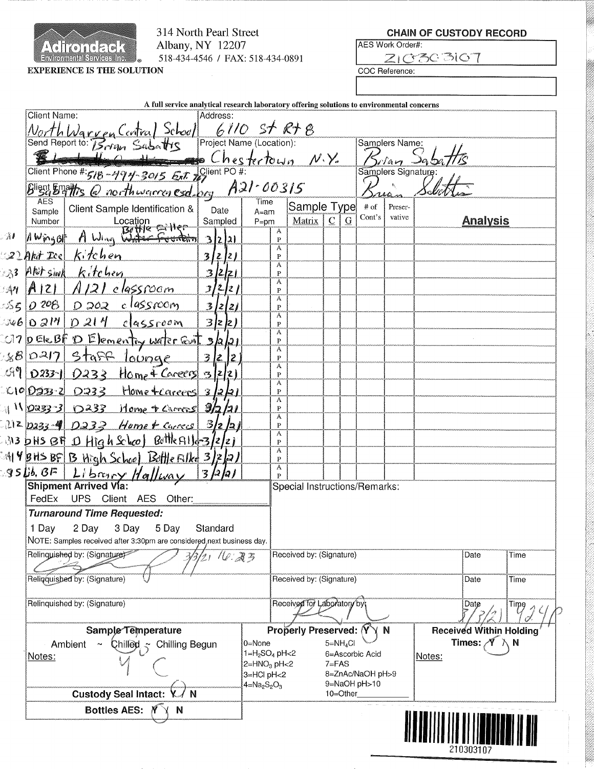Adirondack Environmental Services Inc.®
EXPERIENCE IS THE SOLUTION

314 North Pearl Street
Albany, NY 12207
518-434-4546 / FAX: 518-434-0891

## CHAIN OF CUSTODY RECORD

AES Work Order#: 210303107

COC Reference:

A full service analytical research laboratory offering solutions to environmental concerns

| Client Name: North Warren Central School | Address: 6110 St Rt 8 | |
|---|---|---|
| Send Report to: Brian Sabattis | Project Name (Location): Chestertown N.Y. | Samplers Name: Brian Sabattis |
| Client Phone #: 518-494-3015 Ext. 707 | Client PO #: A21-00315 | Samplers Signature: Brian Sabattis |
| Client Email: BSabattis@northwarren csd.org | | |

| | AES Sample Number | Client Sample Identification & Location | Date Sampled | Time A=am P=pm | Matrix | C | G | # of Cont's | Preservative | Analysis |
|---|---|---|---|---|---|---|---|---|---|---|
| 01 | A Wing BF | A Wing Bottle Filler | 3/2/21 | | | | | | | |
| 02 | 2 Kit Ice | kitchen | 3/2/21 | | | | | | | |
| 03 | 3 Kit sink | kitchen | 3/2/21 | | | | | | | |
| 04 | 4 A121 | A121 classroom | 3/2/21 | | | | | | | |
| 05 | 5 D208 | D202 classroom | 3/2/21 | | | | | | | |
| 06 | 6 D214 | D214 classroom | 3/2/21 | | | | | | | |
| 07 | 7 D Ele BF | D Elementary water fount. | 3/2/21 | | | | | | | |
| 08 | 8 D217 | Staff lounge | 3/2/21 | | | | | | | |
| 09 | 9 D233-1 | D233 Home + Careers | 3/2/21 | | | | | | | |
| 10 | 10 D233-2 | D233 Home + Careers | 3/2/21 | | | | | | | |
| 11 | 11 D233-3 | D233 Home + Careers | 3/2/21 | | | | | | | |
| 12 | 12 D233-4 | D233 Home + Careers | 3/2/21 | | | | | | | |
| 13 | 13 DHS BF | D High School Bottle Filler | 3/2/21 | | | | | | | |
| 14 | 14 BHS BF | B High School Bottle Filler | 3/2/21 | | | | | | | |
| 15 | 15 Lib. BF | Library Hallway | 3/2/21 | | | | | | | |

**Shipment Arrived Via:**
FedEx UPS Client AES Other:____

**Turnaround Time Requested:**
1 Day 2 Day 3 Day 5 Day Standard
NOTE: Samples received after 3:30pm are considered next business day.

Special Instructions/Remarks:

| Relinquished by: (Signature) | Received by: (Signature) | Date | Time |
|---|---|---|---|
| [signature] 3/3/21 16:23 | | | |
| Relinquished by: (Signature) | Received by: (Signature) | Date | Time |
| | | | |
| Relinquished by: (Signature) | Received for Laboratory by: [signature] | 3/3/21 | 424P |

**Sample Temperature**
Ambient ~ Chilled ~ Chilling Begun
Notes: 4°C

**Custody Seal Intact:** Y / N

**Bottles AES:** Y / N

**Properly Preserved:** Y / N
0=None
1=$H_2SO_4$ pH<2
2=$HNO_3$ pH<2
3=HCl pH<2
4=$Na_2S_2O_3$
5=$NH_4Cl$
6=Ascorbic Acid
7=FAS
8=ZnAc/NaOH pH>9
9=NaOH pH>10
10=Other____

**Received Within Holding Times:** Y / N
Notes:

210303107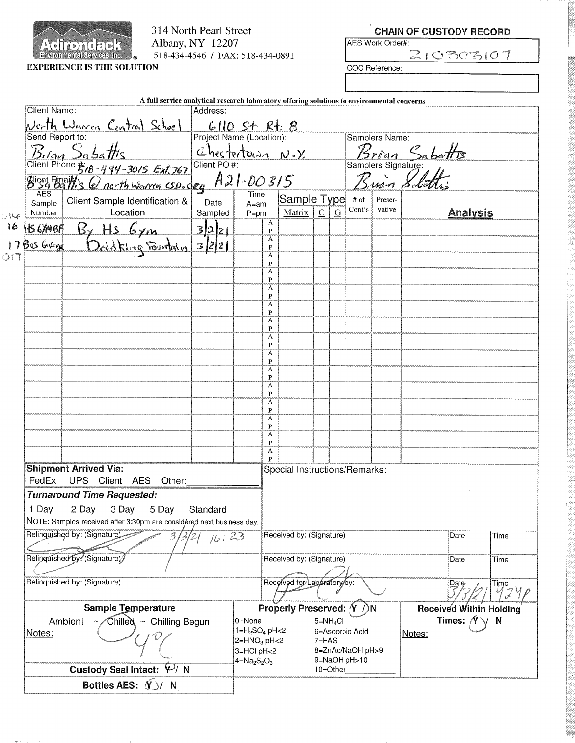**Adirondack Environmental Services Inc.**

**EXPERIENCE IS THE SOLUTION**

314 North Pearl Street
Albany, NY 12207
518-434-4546 / FAX: 518-434-0891

## CHAIN OF CUSTODY RECORD

AES Work Order#: 210303107

COC Reference:

**A full service analytical research laboratory offering solutions to environmental concerns**

| | | |
|---|---|---|
| Client Name: North Warren Central School | Address: 6110 St Rt. 8 | |
| Send Report to: Brian Sabattis | Project Name (Location): Chestertown N.Y. | Samplers Name: Brian Sabattis |
| Client Phone #: 518-494-3015 Ext. 767 | Client PO #: A21-00315 | Samplers Signature: Brian Sabattis |
| Client Email: BSabattis@northwarrencsd.org | | |

| AES Sample Number | Client Sample Identification & Location | Date Sampled | Time A=am P=pm | Matrix | C | G | # of Cont's | Preservative | Analysis |
|---|---|---|---|---|---|---|---|---|---|
| 16 HSGYMBF | By HS Gym | 3/2/21 | A P | | | | | | |
| 17 Bus Garage | Drinking Fountain | 3/2/21 | A P | | | | | | |

016 017

**Shipment Arrived Via:**
FedEx UPS Client AES Other:

***Turnaround Time Requested:***
1 Day 2 Day 3 Day 5 Day Standard

NOTE: Samples received after 3:30pm are considered next business day.

Special Instructions/Remarks:

| Relinquished by: (Signature) | Received by: (Signature) | Date | Time |
|---|---|---|---|
| [signature] 3/3/21 16:23 | | | |
| | | | |
| | Received for Laboratory by: [signature] | 3/3/21 | 1424 |

**Sample Temperature**
Ambient ~ Chilled ~ Chilling Begun
Notes: 4°C

**Custody Seal Intact:** Y / N

**Bottles AES:** (Y) / N

**Properly Preserved:** (Y) / N

0=None
1=$H_2SO_4$ pH<2
2=$HNO_3$ pH<2
3=HCl pH<2
4=$Na_2S_2O_3$
5=$NH_4Cl$
6=Ascorbic Acid
7=FAS
8=ZnAc/NaOH pH>9
9=NaOH pH>10
10=Other

**Received Within Holding Times:** (Y) / N

Notes: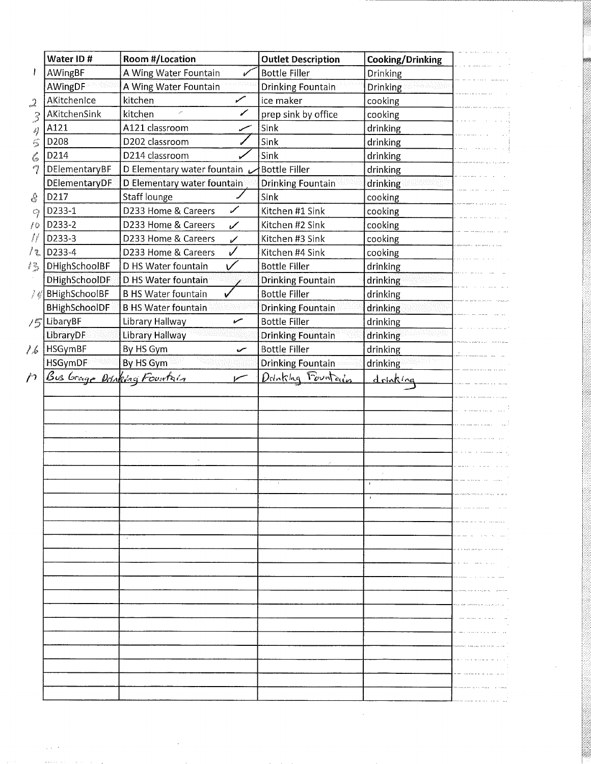| | Water ID # | Room #/Location | Outlet Description | Cooking/Drinking |
|---|---|---|---|---|
| 1 | AWingBF | A Wing Water Fountain ✓ | Bottle Filler | Drinking |
| | AWingDF | A Wing Water Fountain | Drinking Fountain | Drinking |
| 2 | AKitchenIce | kitchen ✓ | ice maker | cooking |
| 3 | AKitchenSink | kitchen ✓ | prep sink by office | cooking |
| 4 | A121 | A121 classroom ✓ | Sink | drinking |
| 5 | D208 | D202 classroom ✓ | Sink | drinking |
| 6 | D214 | D214 classroom ✓ | Sink | drinking |
| 7 | DElementaryBF | D Elementary water fountain ✓ | Bottle Filler | drinking |
| | DElementaryDF | D Elementary water fountain | Drinking Fountain | drinking |
| 8 | D217 | Staff lounge ✓ | Sink | cooking |
| 9 | D233-1 | D233 Home & Careers ✓ | Kitchen #1 Sink | cooking |
| 10 | D233-2 | D233 Home & Careers ✓ | Kitchen #2 Sink | cooking |
| 11 | D233-3 | D233 Home & Careers ✓ | Kitchen #3 Sink | cooking |
| 12 | D233-4 | D233 Home & Careers ✓ | Kitchen #4 Sink | cooking |
| 13 | DHighSchoolBF | D HS Water fountain ✓ | Bottle Filler | drinking |
| | DHighSchoolDF | D HS Water fountain | Drinking Fountain | drinking |
| 14 | BHighSchoolBF | B HS Water fountain ✓ | Bottle Filler | drinking |
| | BHighSchoolDF | B HS Water fountain | Drinking Fountain | drinking |
| 15 | LibaryBF | Library Hallway ✓ | Bottle Filler | drinking |
| | LibraryDF | Library Hallway | Drinking Fountain | drinking |
| 16 | HSGymBF | By HS Gym ✓ | Bottle Filler | drinking |
| | HSGymDF | By HS Gym | Drinking Fountain | drinking |
| 17 | Bus Grage Drinking Fountain | ✓ | Drinking Fountain | drinking |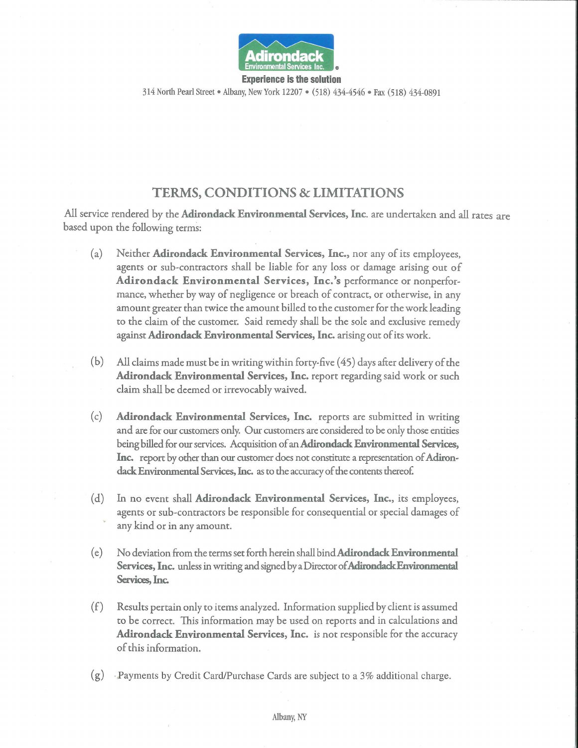**Adirondack Environmental Services Inc.**

**Experience is the solution**

314 North Pearl Street • Albany, New York 12207 • (518) 434-4546 • Fax (518) 434-0891

## TERMS, CONDITIONS & LIMITATIONS

All service rendered by the **Adirondack Environmental Services, Inc.** are undertaken and all rates are based upon the following terms:

(a) Neither **Adirondack Environmental Services, Inc.,** nor any of its employees, agents or sub-contractors shall be liable for any loss or damage arising out of **Adirondack Environmental Services, Inc.'s** performance or nonperformance, whether by way of negligence or breach of contract, or otherwise, in any amount greater than twice the amount billed to the customer for the work leading to the claim of the customer. Said remedy shall be the sole and exclusive remedy against **Adirondack Environmental Services, Inc.** arising out of its work.

(b) All claims made must be in writing within forty-five (45) days after delivery of the **Adirondack Environmental Services, Inc.** report regarding said work or such claim shall be deemed or irrevocably waived.

(c) **Adirondack Environmental Services, Inc.** reports are submitted in writing and are for our customers only. Our customers are considered to be only those entities being billed for our services. Acquisition of an **Adirondack Environmental Services, Inc.** report by other than our customer does not constitute a representation of **Adirondack Environmental Services, Inc.** as to the accuracy of the contents thereof.

(d) In no event shall **Adirondack Environmental Services, Inc.,** its employees, agents or sub-contractors be responsible for consequential or special damages of any kind or in any amount.

(e) No deviation from the terms set forth herein shall bind **Adirondack Environmental Services, Inc.** unless in writing and signed by a Director of **Adirondack Environmental Services, Inc.**

(f) Results pertain only to items analyzed. Information supplied by client is assumed to be correct. This information may be used on reports and in calculations and **Adirondack Environmental Services, Inc.** is not responsible for the accuracy of this information.

(g) Payments by Credit Card/Purchase Cards are subject to a 3% additional charge.

Albany, NY